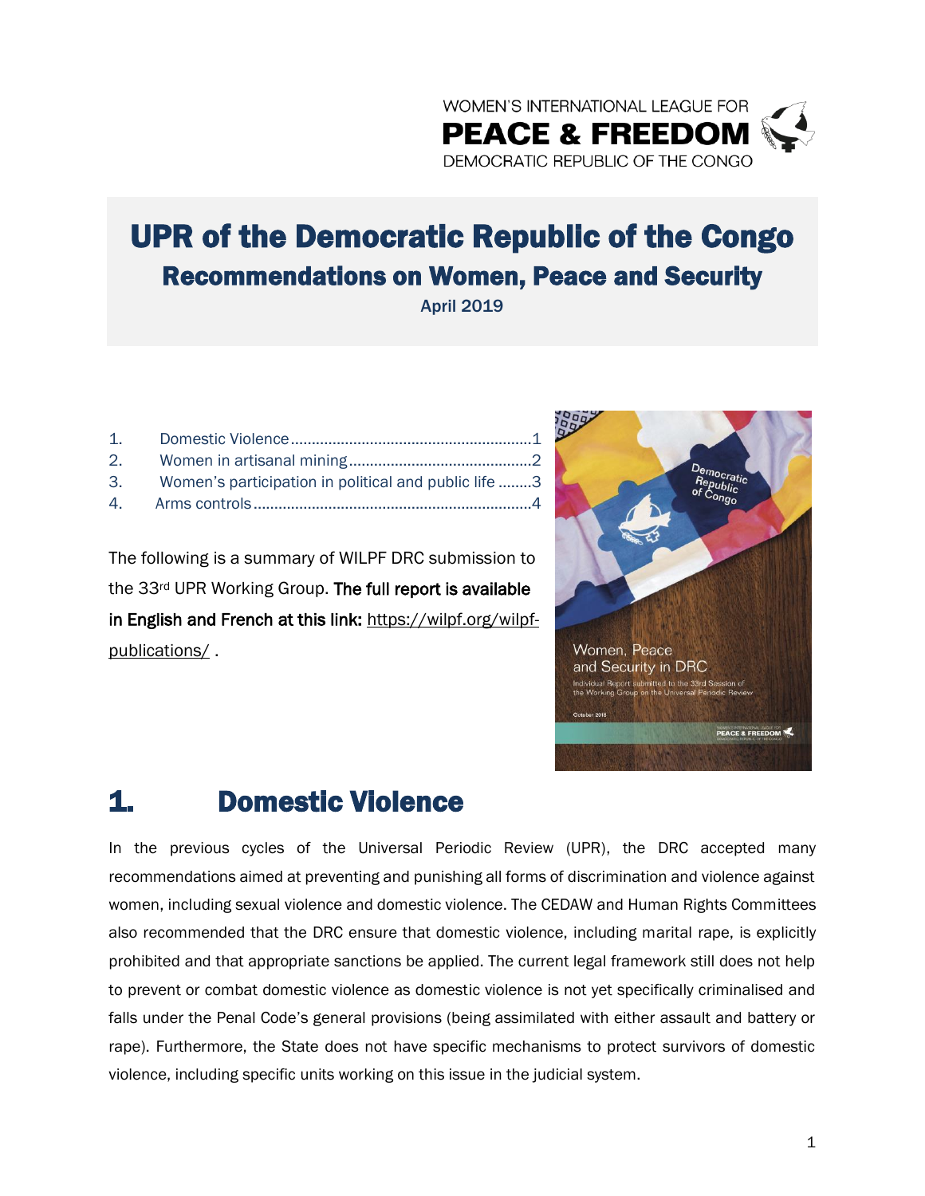WOMEN'S INTERNATIONAL LEAGUE FOR
**PEACE & FREEDOM**
DEMOCRATIC REPUBLIC OF THE CONGO

# UPR of the Democratic Republic of the Congo

## Recommendations on Women, Peace and Security

April 2019

1. Domestic Violence ........................................................1
2. Women in artisanal mining ...........................................2
3. Women's participation in political and public life ........3
4. Arms controls ...............................................................4

The following is a summary of WILPF DRC submission to the 33rd UPR Working Group. **The full report is available in English and French at this link:** https://wilpf.org/wilpf-publications/ .

## 1. Domestic Violence

In the previous cycles of the Universal Periodic Review (UPR), the DRC accepted many recommendations aimed at preventing and punishing all forms of discrimination and violence against women, including sexual violence and domestic violence. The CEDAW and Human Rights Committees also recommended that the DRC ensure that domestic violence, including marital rape, is explicitly prohibited and that appropriate sanctions be applied. The current legal framework still does not help to prevent or combat domestic violence as domestic violence is not yet specifically criminalised and falls under the Penal Code's general provisions (being assimilated with either assault and battery or rape). Furthermore, the State does not have specific mechanisms to protect survivors of domestic violence, including specific units working on this issue in the judicial system.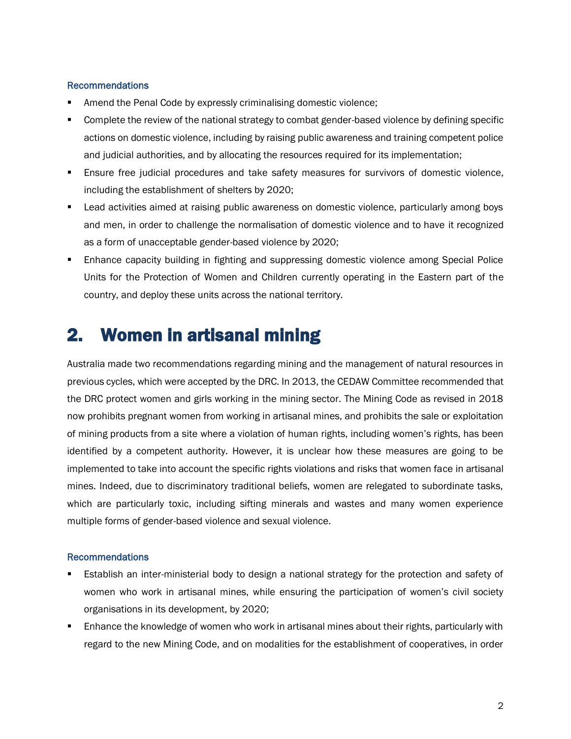### Recommendations

- Amend the Penal Code by expressly criminalising domestic violence;
- Complete the review of the national strategy to combat gender-based violence by defining specific actions on domestic violence, including by raising public awareness and training competent police and judicial authorities, and by allocating the resources required for its implementation;
- Ensure free judicial procedures and take safety measures for survivors of domestic violence, including the establishment of shelters by 2020;
- Lead activities aimed at raising public awareness on domestic violence, particularly among boys and men, in order to challenge the normalisation of domestic violence and to have it recognized as a form of unacceptable gender-based violence by 2020;
- Enhance capacity building in fighting and suppressing domestic violence among Special Police Units for the Protection of Women and Children currently operating in the Eastern part of the country, and deploy these units across the national territory.

## 2. Women in artisanal mining

Australia made two recommendations regarding mining and the management of natural resources in previous cycles, which were accepted by the DRC. In 2013, the CEDAW Committee recommended that the DRC protect women and girls working in the mining sector. The Mining Code as revised in 2018 now prohibits pregnant women from working in artisanal mines, and prohibits the sale or exploitation of mining products from a site where a violation of human rights, including women's rights, has been identified by a competent authority. However, it is unclear how these measures are going to be implemented to take into account the specific rights violations and risks that women face in artisanal mines. Indeed, due to discriminatory traditional beliefs, women are relegated to subordinate tasks, which are particularly toxic, including sifting minerals and wastes and many women experience multiple forms of gender-based violence and sexual violence.

### Recommendations

- Establish an inter-ministerial body to design a national strategy for the protection and safety of women who work in artisanal mines, while ensuring the participation of women's civil society organisations in its development, by 2020;
- Enhance the knowledge of women who work in artisanal mines about their rights, particularly with regard to the new Mining Code, and on modalities for the establishment of cooperatives, in order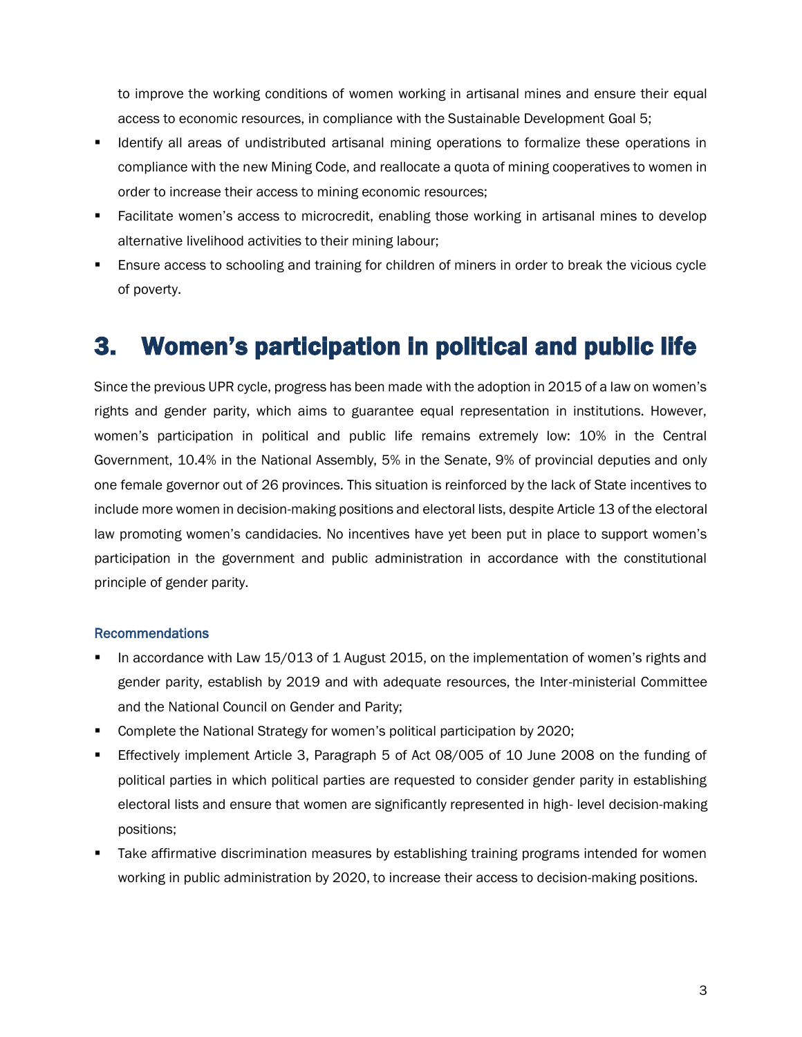to improve the working conditions of women working in artisanal mines and ensure their equal access to economic resources, in compliance with the Sustainable Development Goal 5;

- Identify all areas of undistributed artisanal mining operations to formalize these operations in compliance with the new Mining Code, and reallocate a quota of mining cooperatives to women in order to increase their access to mining economic resources;
- Facilitate women's access to microcredit, enabling those working in artisanal mines to develop alternative livelihood activities to their mining labour;
- Ensure access to schooling and training for children of miners in order to break the vicious cycle of poverty.

# 3. Women's participation in political and public life

Since the previous UPR cycle, progress has been made with the adoption in 2015 of a law on women's rights and gender parity, which aims to guarantee equal representation in institutions. However, women's participation in political and public life remains extremely low: 10% in the Central Government, 10.4% in the National Assembly, 5% in the Senate, 9% of provincial deputies and only one female governor out of 26 provinces. This situation is reinforced by the lack of State incentives to include more women in decision-making positions and electoral lists, despite Article 13 of the electoral law promoting women's candidacies. No incentives have yet been put in place to support women's participation in the government and public administration in accordance with the constitutional principle of gender parity.

#### Recommendations

- In accordance with Law 15/013 of 1 August 2015, on the implementation of women's rights and gender parity, establish by 2019 and with adequate resources, the Inter-ministerial Committee and the National Council on Gender and Parity;
- Complete the National Strategy for women's political participation by 2020;
- Effectively implement Article 3, Paragraph 5 of Act 08/005 of 10 June 2008 on the funding of political parties in which political parties are requested to consider gender parity in establishing electoral lists and ensure that women are significantly represented in high- level decision-making positions;
- Take affirmative discrimination measures by establishing training programs intended for women working in public administration by 2020, to increase their access to decision-making positions.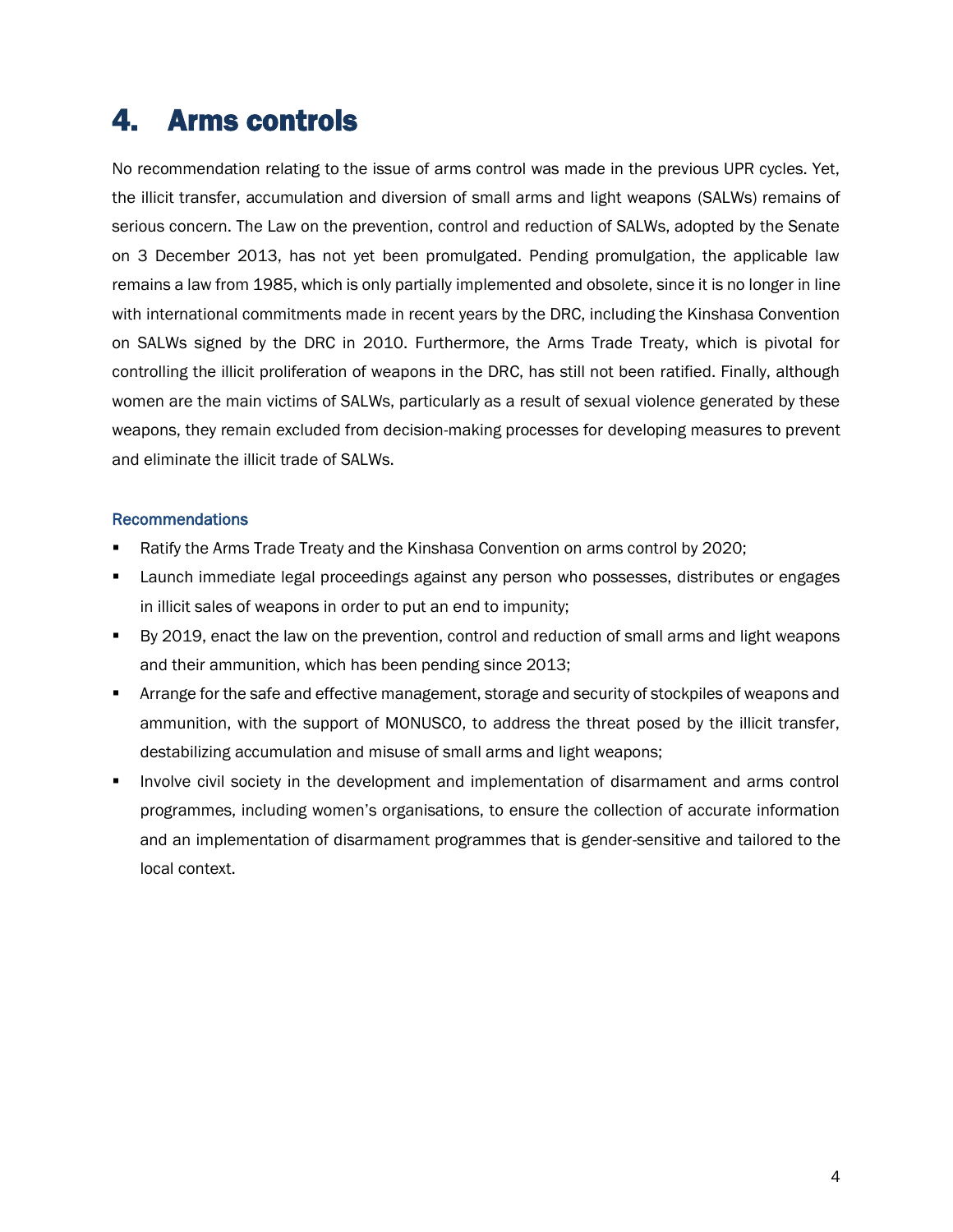# 4. Arms controls

No recommendation relating to the issue of arms control was made in the previous UPR cycles. Yet, the illicit transfer, accumulation and diversion of small arms and light weapons (SALWs) remains of serious concern. The Law on the prevention, control and reduction of SALWs, adopted by the Senate on 3 December 2013, has not yet been promulgated. Pending promulgation, the applicable law remains a law from 1985, which is only partially implemented and obsolete, since it is no longer in line with international commitments made in recent years by the DRC, including the Kinshasa Convention on SALWs signed by the DRC in 2010. Furthermore, the Arms Trade Treaty, which is pivotal for controlling the illicit proliferation of weapons in the DRC, has still not been ratified. Finally, although women are the main victims of SALWs, particularly as a result of sexual violence generated by these weapons, they remain excluded from decision-making processes for developing measures to prevent and eliminate the illicit trade of SALWs.

### Recommendations

- Ratify the Arms Trade Treaty and the Kinshasa Convention on arms control by 2020;
- Launch immediate legal proceedings against any person who possesses, distributes or engages in illicit sales of weapons in order to put an end to impunity;
- By 2019, enact the law on the prevention, control and reduction of small arms and light weapons and their ammunition, which has been pending since 2013;
- Arrange for the safe and effective management, storage and security of stockpiles of weapons and ammunition, with the support of MONUSCO, to address the threat posed by the illicit transfer, destabilizing accumulation and misuse of small arms and light weapons;
- Involve civil society in the development and implementation of disarmament and arms control programmes, including women's organisations, to ensure the collection of accurate information and an implementation of disarmament programmes that is gender-sensitive and tailored to the local context.